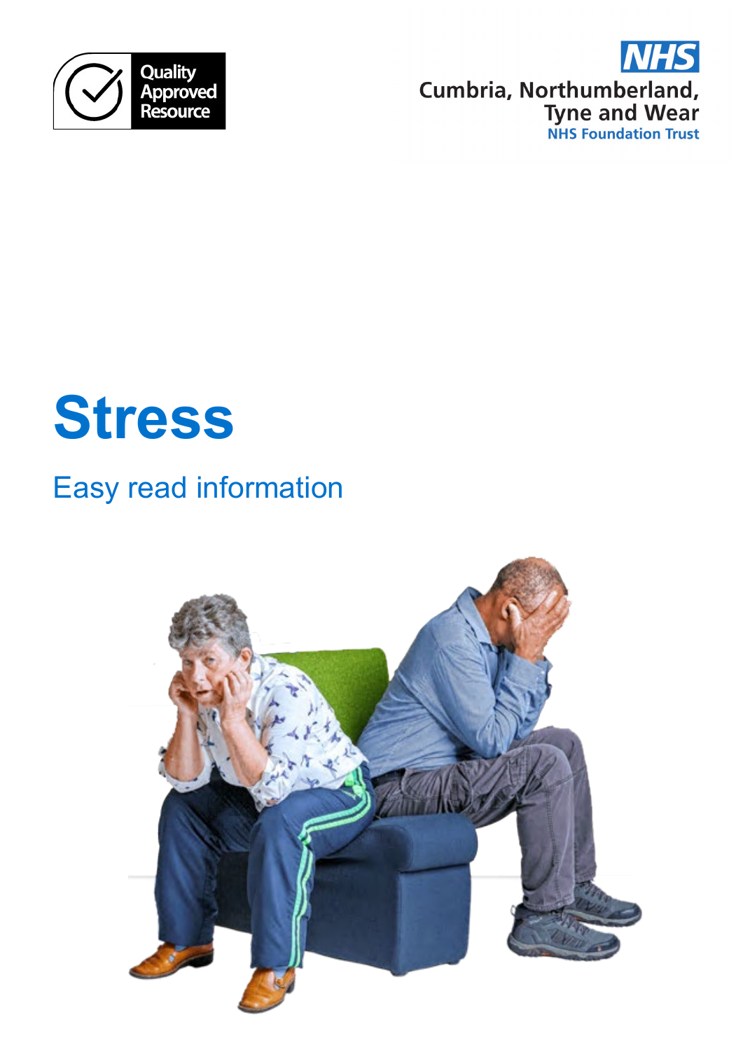Quality Approved Resource

NHS Cumbria, Northumberland, Tyne and Wear NHS Foundation Trust

# Stress

## Easy read information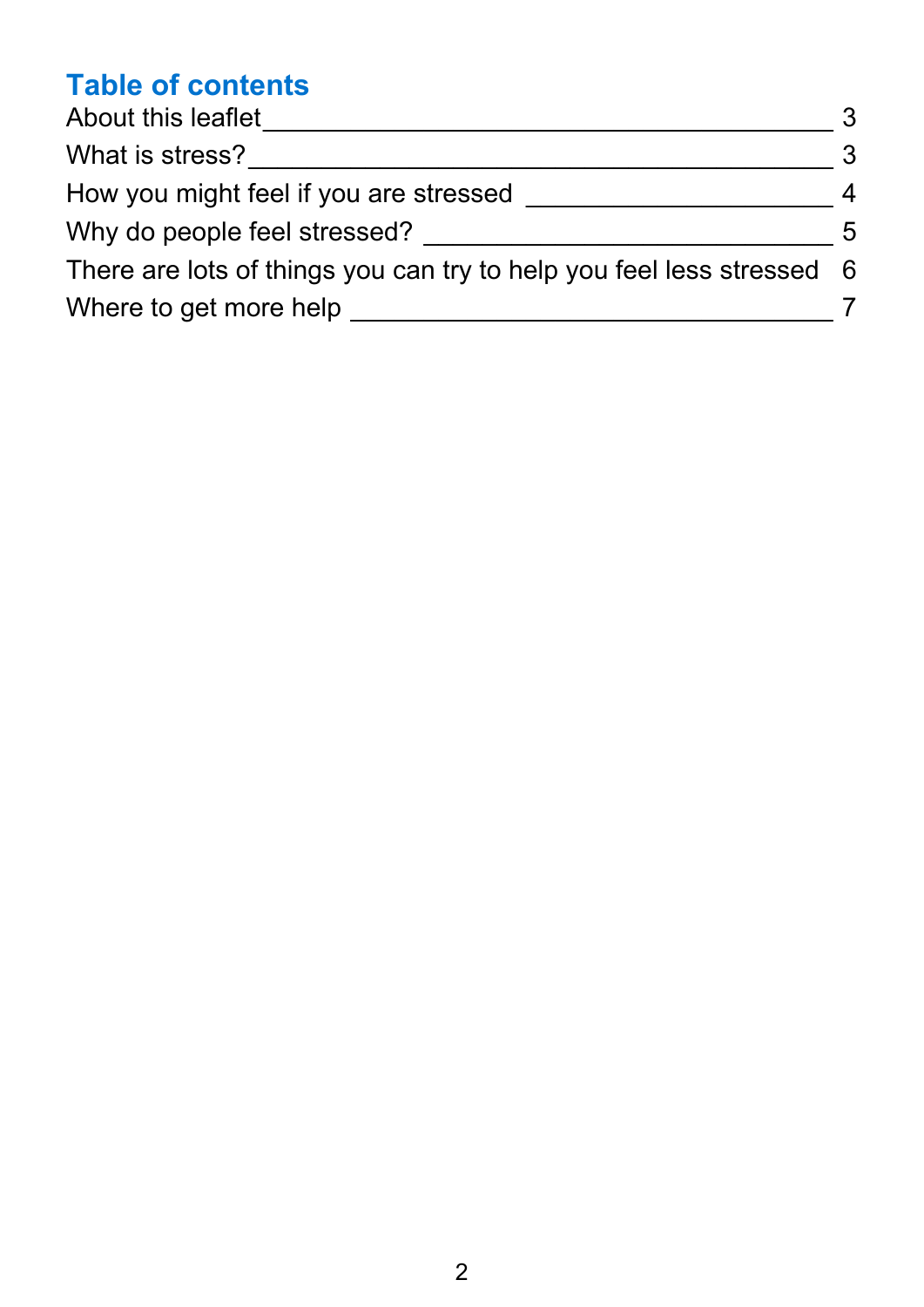## Table of contents

| | |
|---|---|
| About this leaflet | 3 |
| What is stress? | 3 |
| How you might feel if you are stressed | 4 |
| Why do people feel stressed? | 5 |
| There are lots of things you can try to help you feel less stressed | 6 |
| Where to get more help | 7 |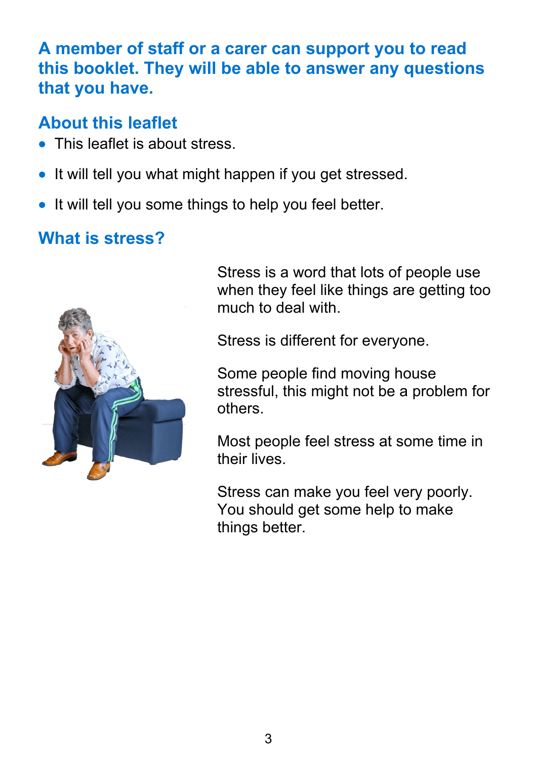**A member of staff or a carer can support you to read this booklet. They will be able to answer any questions that you have.**

## About this leaflet

- This leaflet is about stress.
- It will tell you what might happen if you get stressed.
- It will tell you some things to help you feel better.

## What is stress?

Stress is a word that lots of people use when they feel like things are getting too much to deal with.

Stress is different for everyone.

Some people find moving house stressful, this might not be a problem for others.

Most people feel stress at some time in their lives.

Stress can make you feel very poorly. You should get some help to make things better.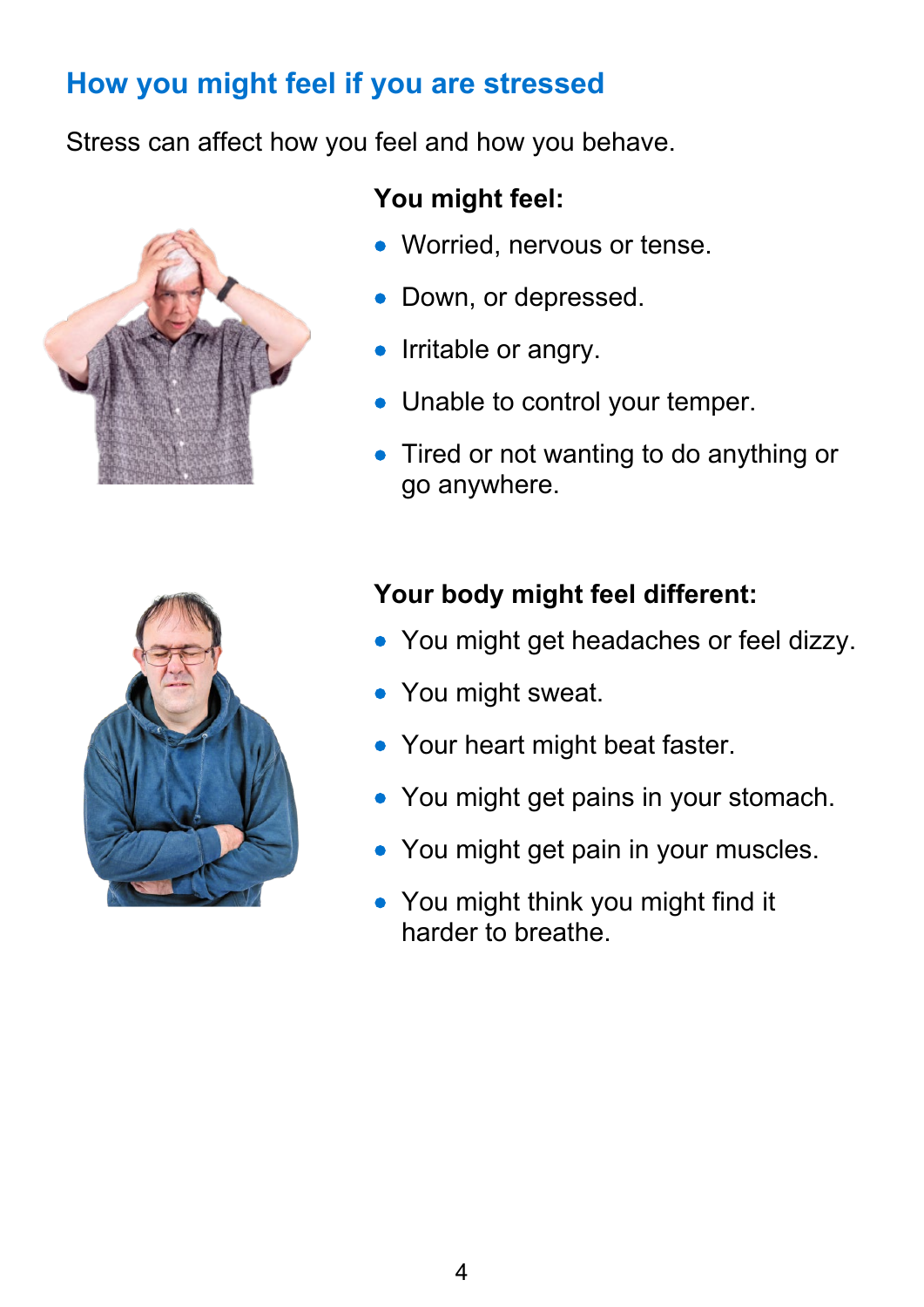## How you might feel if you are stressed

Stress can affect how you feel and how you behave.

**You might feel:**

- Worried, nervous or tense.
- Down, or depressed.
- Irritable or angry.
- Unable to control your temper.
- Tired or not wanting to do anything or go anywhere.

**Your body might feel different:**

- You might get headaches or feel dizzy.
- You might sweat.
- Your heart might beat faster.
- You might get pains in your stomach.
- You might get pain in your muscles.
- You might think you might find it harder to breathe.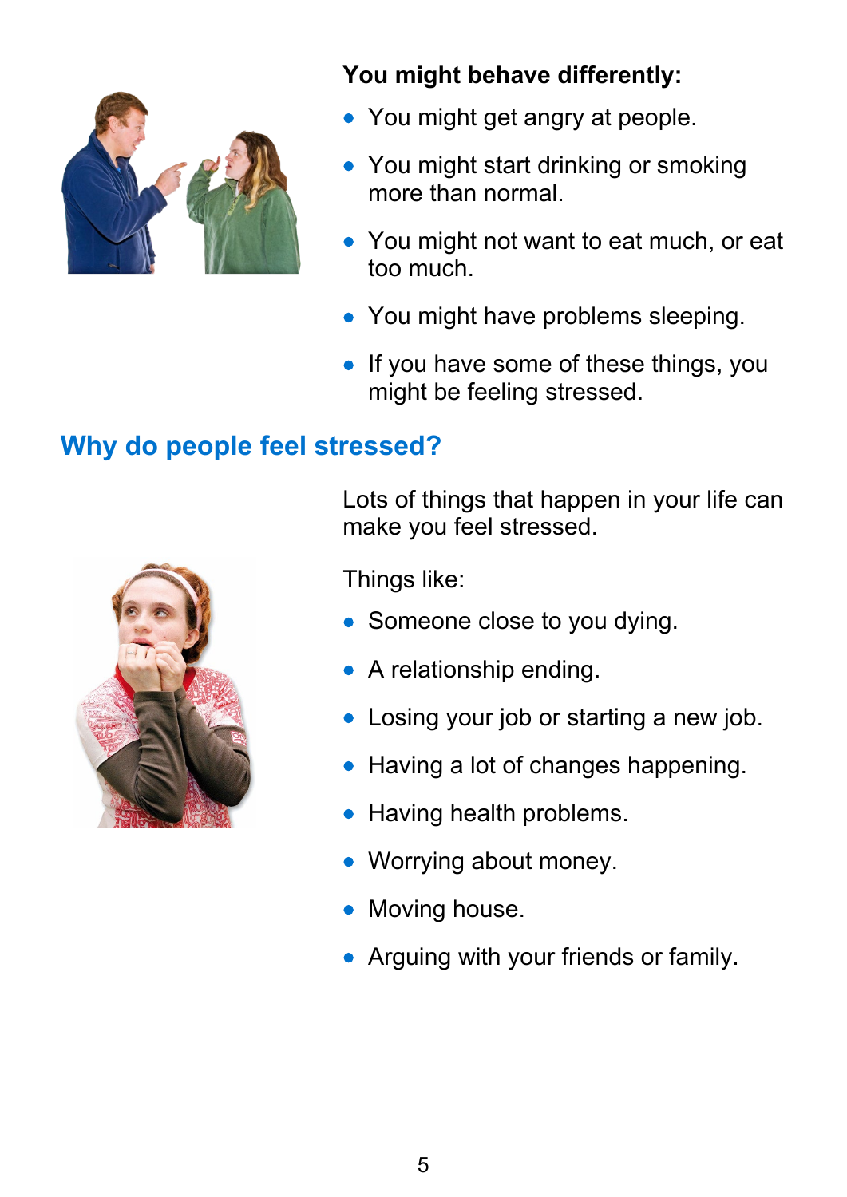**You might behave differently:**

- You might get angry at people.
- You might start drinking or smoking more than normal.
- You might not want to eat much, or eat too much.
- You might have problems sleeping.
- If you have some of these things, you might be feeling stressed.

## Why do people feel stressed?

Lots of things that happen in your life can make you feel stressed.

Things like:

- Someone close to you dying.
- A relationship ending.
- Losing your job or starting a new job.
- Having a lot of changes happening.
- Having health problems.
- Worrying about money.
- Moving house.
- Arguing with your friends or family.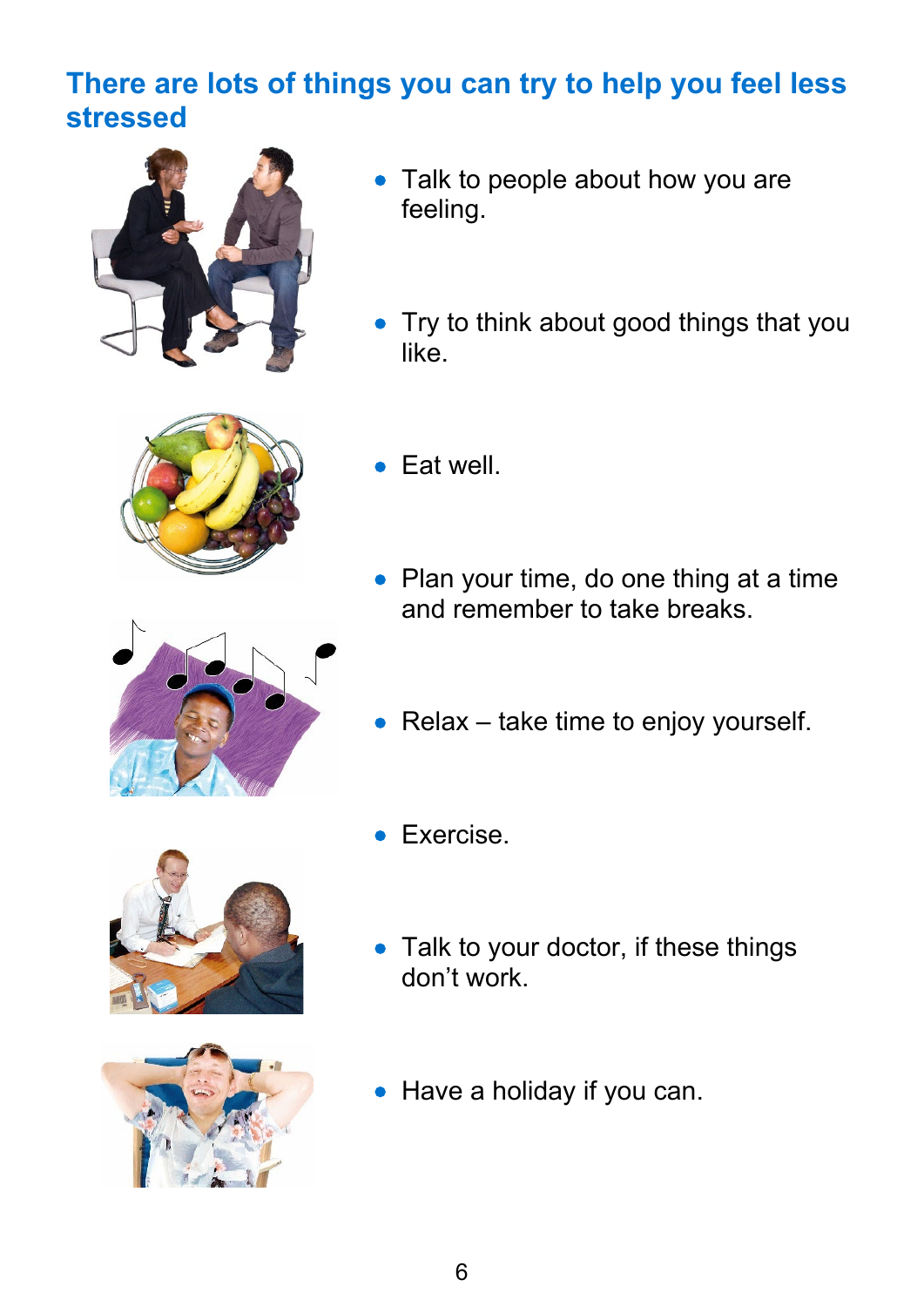## There are lots of things you can try to help you feel less stressed

- Talk to people about how you are feeling.
- Try to think about good things that you like.
- Eat well.
- Plan your time, do one thing at a time and remember to take breaks.
- Relax – take time to enjoy yourself.
- Exercise.
- Talk to your doctor, if these things don't work.
- Have a holiday if you can.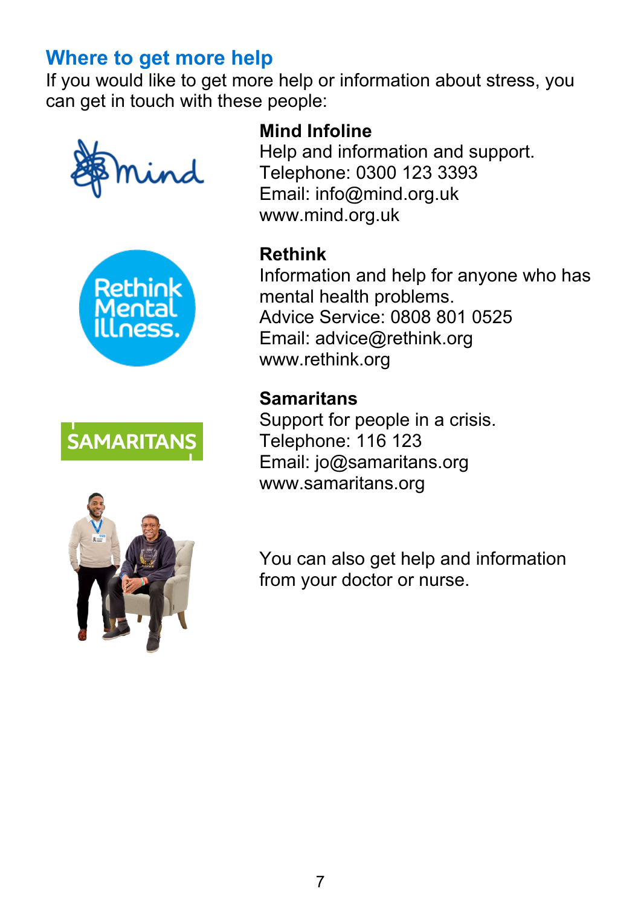## Where to get more help

If you would like to get more help or information about stress, you can get in touch with these people:

**Mind Infoline**
Help and information and support.
Telephone: 0300 123 3393
Email: info@mind.org.uk
www.mind.org.uk

**Rethink**
Information and help for anyone who has mental health problems.
Advice Service: 0808 801 0525
Email: advice@rethink.org
www.rethink.org

**Samaritans**
Support for people in a crisis.
Telephone: 116 123
Email: jo@samaritans.org
www.samaritans.org

You can also get help and information from your doctor or nurse.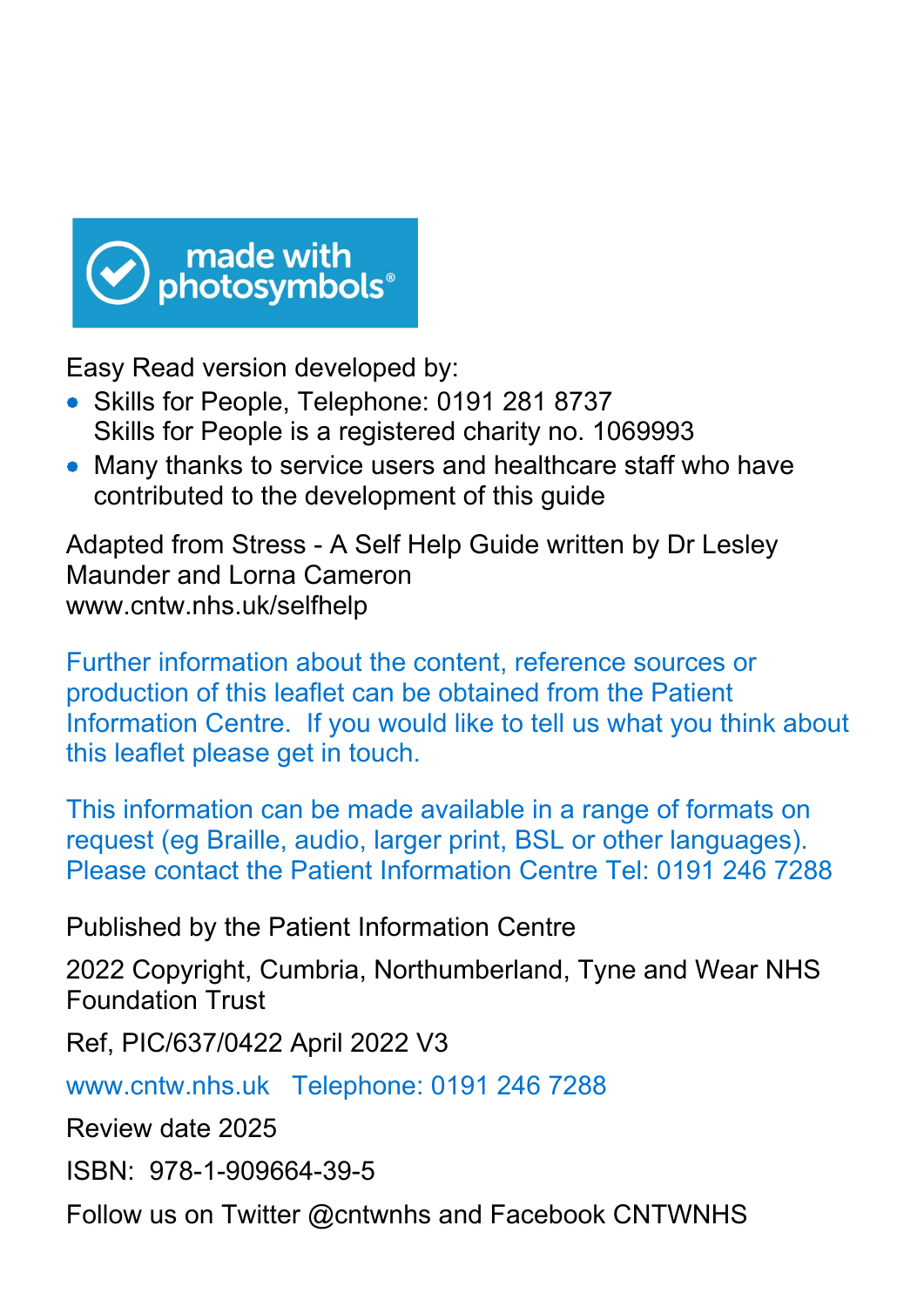made with photosymbols®

Easy Read version developed by:

- Skills for People, Telephone: 0191 281 8737
  Skills for People is a registered charity no. 1069993
- Many thanks to service users and healthcare staff who have contributed to the development of this guide

Adapted from Stress - A Self Help Guide written by Dr Lesley Maunder and Lorna Cameron
www.cntw.nhs.uk/selfhelp

Further information about the content, reference sources or production of this leaflet can be obtained from the Patient Information Centre. If you would like to tell us what you think about this leaflet please get in touch.

This information can be made available in a range of formats on request (eg Braille, audio, larger print, BSL or other languages). Please contact the Patient Information Centre Tel: 0191 246 7288

Published by the Patient Information Centre

2022 Copyright, Cumbria, Northumberland, Tyne and Wear NHS Foundation Trust

Ref, PIC/637/0422 April 2022 V3

www.cntw.nhs.uk Telephone: 0191 246 7288

Review date 2025

ISBN: 978-1-909664-39-5

Follow us on Twitter @cntwnhs and Facebook CNTWNHS